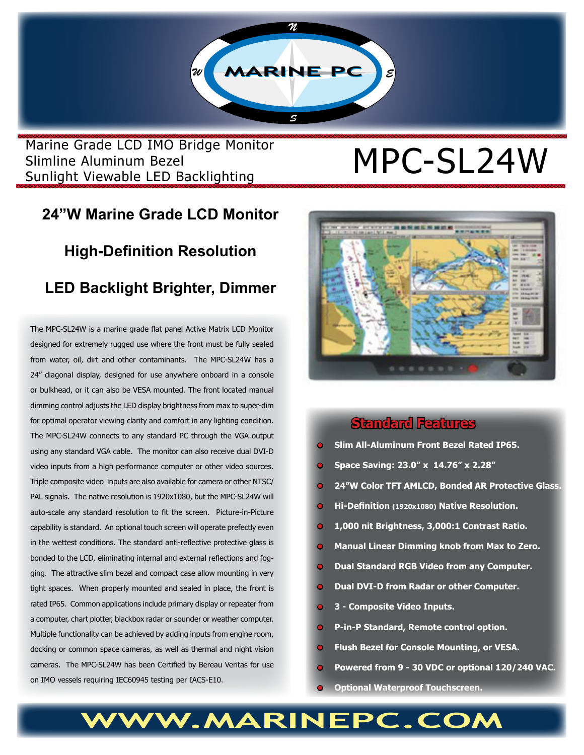# MARINE PC

Marine Grade LCD IMO Bridge Monitor
Slimline Aluminum Bezel
Sunlight Viewable LED Backlighting

# MPC-SL24W

## 24"W Marine Grade LCD Monitor

## High-Definition Resolution

## LED Backlight Brighter, Dimmer

The MPC-SL24W is a marine grade flat panel Active Matrix LCD Monitor designed for extremely rugged use where the front must be fully sealed from water, oil, dirt and other contaminants. The MPC-SL24W has a 24" diagonal display, designed for use anywhere onboard in a console or bulkhead, or it can also be VESA mounted. The front located manual dimming control adjusts the LED display brightness from max to super-dim for optimal operator viewing clarity and comfort in any lighting condition. The MPC-SL24W connects to any standard PC through the VGA output using any standard VGA cable. The monitor can also receive dual DVI-D video inputs from a high performance computer or other video sources. Triple composite video inputs are also available for camera or other NTSC/PAL signals. The native resolution is 1920x1080, but the MPC-SL24W will auto-scale any standard resolution to fit the screen. Picture-in-Picture capability is standard. An optional touch screen will operate prefectly even in the wettest conditions. The standard anti-reflective protective glass is bonded to the LCD, eliminating internal and external reflections and fogging. The attractive slim bezel and compact case allow mounting in very tight spaces. When properly mounted and sealed in place, the front is rated IP65. Common applications include primary display or repeater from a computer, chart plotter, blackbox radar or sounder or weather computer. Multiple functionality can be achieved by adding inputs from engine room, docking or common space cameras, as well as thermal and night vision cameras. The MPC-SL24W has been Certified by Bereau Veritas for use on IMO vessels requiring IEC60945 testing per IACS-E10.

## Standard Features

- **Slim All-Aluminum Front Bezel Rated IP65.**
- **Space Saving: 23.0" x 14.76" x 2.28"**
- **24"W Color TFT AMLCD, Bonded AR Protective Glass.**
- **Hi-Definition (1920x1080) Native Resolution.**
- **1,000 nit Brightness, 3,000:1 Contrast Ratio.**
- **Manual Linear Dimming knob from Max to Zero.**
- **Dual Standard RGB Video from any Computer.**
- **Dual DVI-D from Radar or other Computer.**
- **3 - Composite Video Inputs.**
- **P-in-P Standard, Remote control option.**
- **Flush Bezel for Console Mounting, or VESA.**
- **Powered from 9 - 30 VDC or optional 120/240 VAC.**
- **Optional Waterproof Touchscreen.**

**WWW.MARINEPC.COM**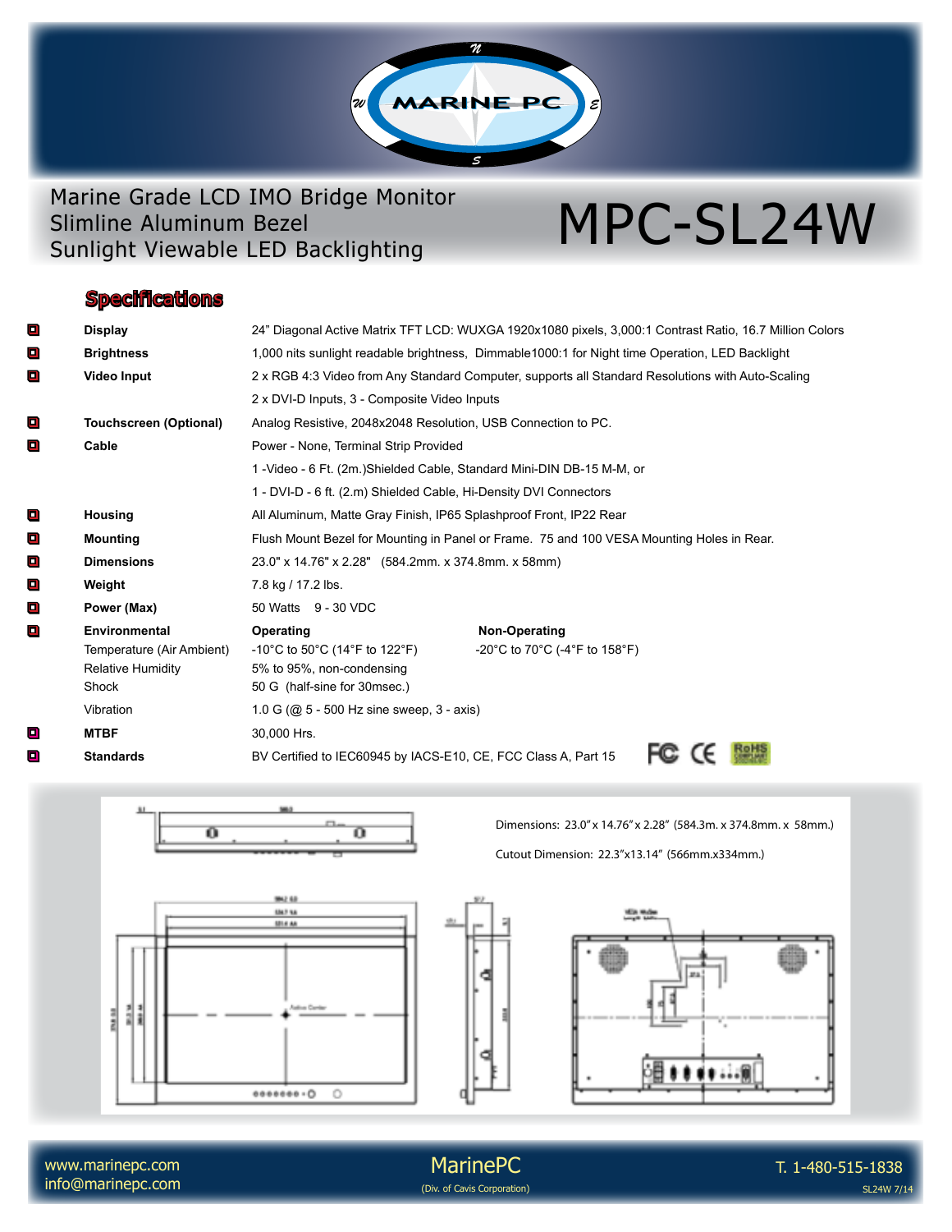Marine Grade LCD IMO Bridge Monitor
Slimline Aluminum Bezel
Sunlight Viewable LED Backlighting

# MPC-SL24W

## Specifications

| | | |
|---|---|---|
| **Display** | 24" Diagonal Active Matrix TFT LCD: WUXGA 1920x1080 pixels, 3,000:1 Contrast Ratio, 16.7 Million Colors | |
| **Brightness** | 1,000 nits sunlight readable brightness, Dimmable1000:1 for Night time Operation, LED Backlight | |
| **Video Input** | 2 x RGB 4:3 Video from Any Standard Computer, supports all Standard Resolutions with Auto-Scaling | |
| | 2 x DVI-D Inputs, 3 - Composite Video Inputs | |
| **Touchscreen (Optional)** | Analog Resistive, 2048x2048 Resolution, USB Connection to PC. | |
| **Cable** | Power - None, Terminal Strip Provided | |
| | 1 -Video - 6 Ft. (2m.)Shielded Cable, Standard Mini-DIN DB-15 M-M, or | |
| | 1 - DVI-D - 6 ft. (2.m) Shielded Cable, Hi-Density DVI Connectors | |
| **Housing** | All Aluminum, Matte Gray Finish, IP65 Splashproof Front, IP22 Rear | |
| **Mounting** | Flush Mount Bezel for Mounting in Panel or Frame. 75 and 100 VESA Mounting Holes in Rear. | |
| **Dimensions** | 23.0" x 14.76" x 2.28" (584.2mm. x 374.8mm. x 58mm) | |
| **Weight** | 7.8 kg / 17.2 lbs. | |
| **Power (Max)** | 50 Watts 9 - 30 VDC | |
| **Environmental** | **Operating** | **Non-Operating** |
| Temperature (Air Ambient) | -10°C to 50°C (14°F to 122°F) | -20°C to 70°C (-4°F to 158°F) |
| Relative Humidity | 5% to 95%, non-condensing | |
| Shock | 50 G (half-sine for 30msec.) | |
| Vibration | 1.0 G (@ 5 - 500 Hz sine sweep, 3 - axis) | |
| **MTBF** | 30,000 Hrs. | |
| **Standards** | BV Certified to IEC60945 by IACS-E10, CE, FCC Class A, Part 15 | |

Dimensions: 23.0" x 14.76" x 2.28" (584.3m. x 374.8mm. x 58mm.)

Cutout Dimension: 22.3"x13.14" (566mm.x334mm.)

www.marinepc.com
info@marinepc.com

MarinePC
(Div. of Cavis Corporation)

T. 1-480-515-1838

SL24W 7/14